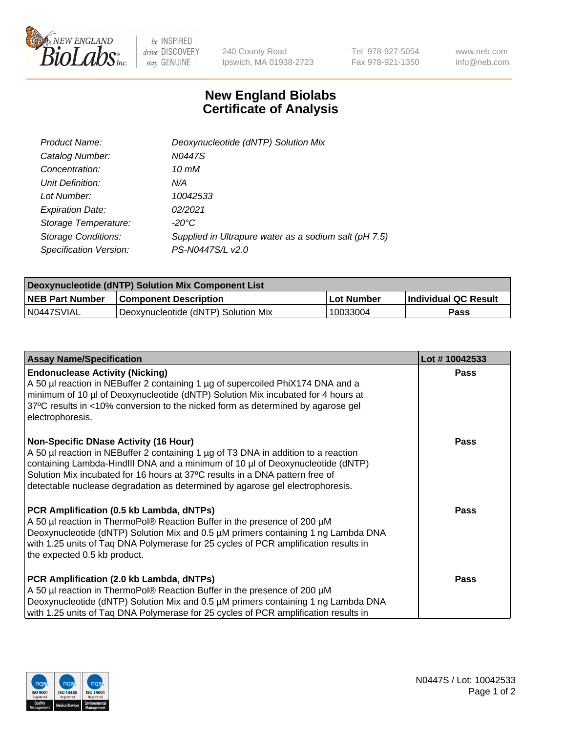# New England Biolabs
# Certificate of Analysis

| | |
|---|---|
| *Product Name:* | *Deoxynucleotide (dNTP) Solution Mix* |
| *Catalog Number:* | *N0447S* |
| *Concentration:* | *10 mM* |
| *Unit Definition:* | *N/A* |
| *Lot Number:* | *10042533* |
| *Expiration Date:* | *02/2021* |
| *Storage Temperature:* | *-20°C* |
| *Storage Conditions:* | *Supplied in Ultrapure water as a sodium salt (pH 7.5)* |
| *Specification Version:* | *PS-N0447S/L v2.0* |

| Deoxynucleotide (dNTP) Solution Mix Component List | | | |
|---|---|---|---|
| **NEB Part Number** | **Component Description** | **Lot Number** | **Individual QC Result** |
| N0447SVIAL | Deoxynucleotide (dNTP) Solution Mix | 10033004 | **Pass** |

| Assay Name/Specification | Lot # 10042533 |
|---|---|
| **Endonuclease Activity (Nicking)**<br>A 50 µl reaction in NEBuffer 2 containing 1 µg of supercoiled PhiX174 DNA and a minimum of 10 µl of Deoxynucleotide (dNTP) Solution Mix incubated for 4 hours at 37ºC results in <10% conversion to the nicked form as determined by agarose gel electrophoresis. | **Pass** |
| **Non-Specific DNase Activity (16 Hour)**<br>A 50 µl reaction in NEBuffer 2 containing 1 µg of T3 DNA in addition to a reaction containing Lambda-HindIII DNA and a minimum of 10 µl of Deoxynucleotide (dNTP) Solution Mix incubated for 16 hours at 37ºC results in a DNA pattern free of detectable nuclease degradation as determined by agarose gel electrophoresis. | **Pass** |
| **PCR Amplification (0.5 kb Lambda, dNTPs)**<br>A 50 µl reaction in ThermoPol® Reaction Buffer in the presence of 200 µM Deoxynucleotide (dNTP) Solution Mix and 0.5 µM primers containing 1 ng Lambda DNA with 1.25 units of Taq DNA Polymerase for 25 cycles of PCR amplification results in the expected 0.5 kb product. | **Pass** |
| **PCR Amplification (2.0 kb Lambda, dNTPs)**<br>A 50 µl reaction in ThermoPol® Reaction Buffer in the presence of 200 µM Deoxynucleotide (dNTP) Solution Mix and 0.5 µM primers containing 1 ng Lambda DNA with 1.25 units of Taq DNA Polymerase for 25 cycles of PCR amplification results in | **Pass** |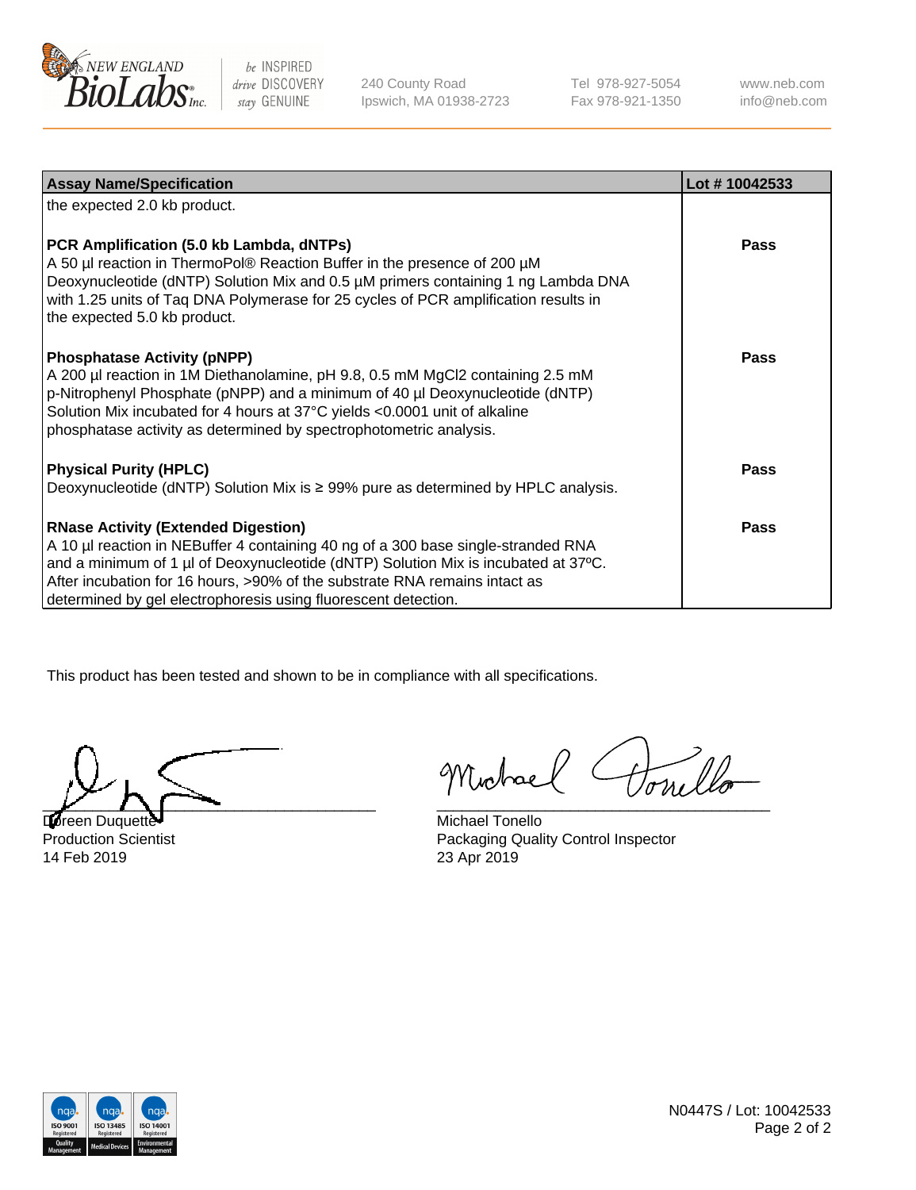| Assay Name/Specification | Lot # 10042533 |
| --- | --- |
| the expected 2.0 kb product. | |
| **PCR Amplification (5.0 kb Lambda, dNTPs)**<br>A 50 µl reaction in ThermoPol® Reaction Buffer in the presence of 200 µM Deoxynucleotide (dNTP) Solution Mix and 0.5 µM primers containing 1 ng Lambda DNA with 1.25 units of Taq DNA Polymerase for 25 cycles of PCR amplification results in the expected 5.0 kb product. | **Pass** |
| **Phosphatase Activity (pNPP)**<br>A 200 µl reaction in 1M Diethanolamine, pH 9.8, 0.5 mM $MgCl_2$ containing 2.5 mM p-Nitrophenyl Phosphate (pNPP) and a minimum of 40 µl Deoxynucleotide (dNTP) Solution Mix incubated for 4 hours at 37°C yields <0.0001 unit of alkaline phosphatase activity as determined by spectrophotometric analysis. | **Pass** |
| **Physical Purity (HPLC)**<br>Deoxynucleotide (dNTP) Solution Mix is ≥ 99% pure as determined by HPLC analysis. | **Pass** |
| **RNase Activity (Extended Digestion)**<br>A 10 µl reaction in NEBuffer 4 containing 40 ng of a 300 base single-stranded RNA and a minimum of 1 µl of Deoxynucleotide (dNTP) Solution Mix is incubated at 37ºC. After incubation for 16 hours, >90% of the substrate RNA remains intact as determined by gel electrophoresis using fluorescent detection. | **Pass** |

This product has been tested and shown to be in compliance with all specifications.

Doreen Duquette
Production Scientist
14 Feb 2019

Michael Tonello
Packaging Quality Control Inspector
23 Apr 2019

N0447S / Lot: 10042533